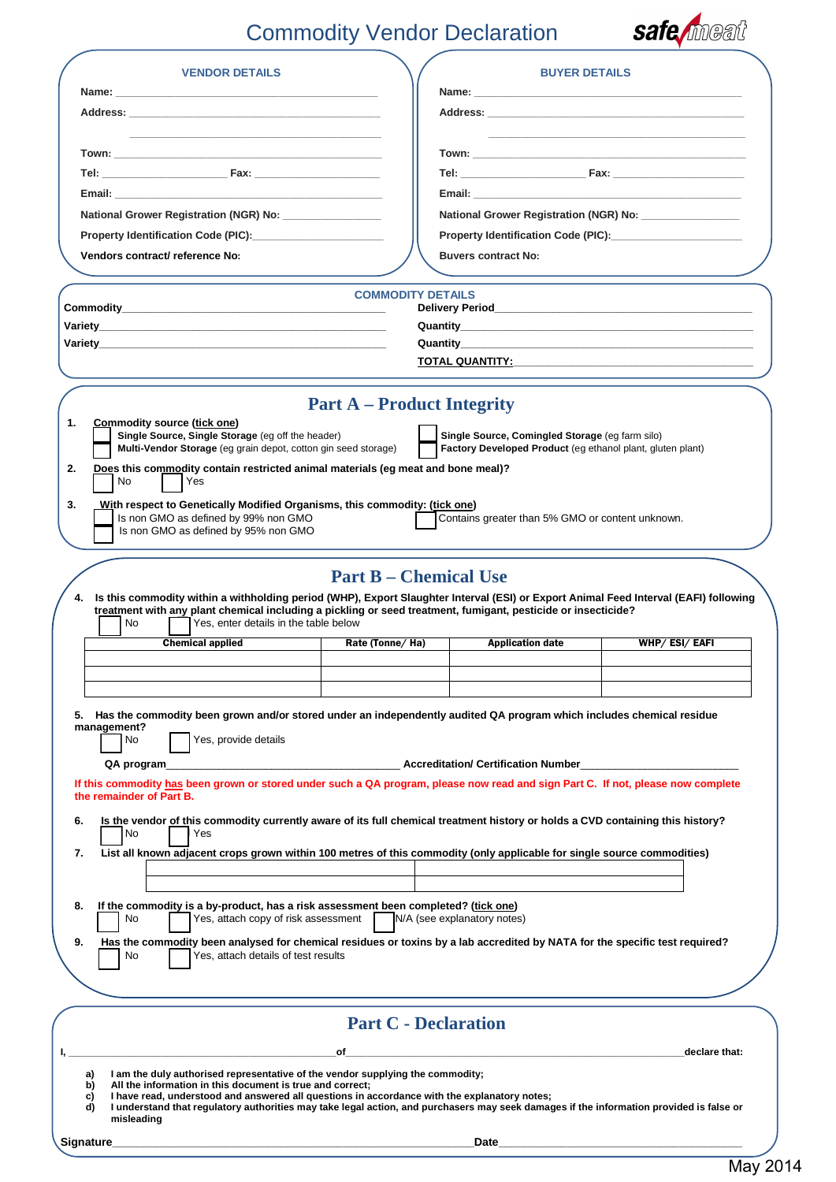# Commodity Vendor Declaration

safe meat

## VENDOR DETAILS

**Name:** ___________________________________________

**Address:** ___________________________________________

___________________________________________

**Town:** ___________________________________________

**Tel:** ____________________ **Fax:** ____________________

**Email:** ___________________________________________

**National Grower Registration (NGR) No:** ________________

**Property Identification Code (PIC):**______________________

**Vendors contract/ reference No:**

## BUYER DETAILS

**Name:** ___________________________________________

**Address:** ___________________________________________

___________________________________________

**Town:** ___________________________________________

**Tel:** ____________________ **Fax:** ____________________

**Email:** ___________________________________________

**National Grower Registration (NGR) No:** ________________

**Property Identification Code (PIC):**______________________

**Buvers contract No:**

## COMMODITY DETAILS

**Commodity**___________________________________________

**Variety**___________________________________________

**Variety**___________________________________________

**Delivery Period**___________________________________________

**Quantity**___________________________________________

**Quantity**___________________________________________

**TOTAL QUANTITY:**___________________________________________

## Part A – Product Integrity

**1. Commodity source (tick one)**

☐ **Single Source, Single Storage** (eg off the header)
☐ **Multi-Vendor Storage** (eg grain depot, cotton gin seed storage)
☐ **Single Source, Comingled Storage** (eg farm silo)
☐ **Factory Developed Product** (eg ethanol plant, gluten plant)

**2. Does this commodity contain restricted animal materials (eg meat and bone meal)?**

☐ No ☐ Yes

**3. With respect to Genetically Modified Organisms, this commodity: (tick one)**

☐ Is non GMO as defined by 99% non GMO
☐ Is non GMO as defined by 95% non GMO
☐ Contains greater than 5% GMO or content unknown.

## Part B – Chemical Use

**4. Is this commodity within a withholding period (WHP), Export Slaughter Interval (ESI) or Export Animal Feed Interval (EAFI) following treatment with any plant chemical including a pickling or seed treatment, fumigant, pesticide or insecticide?**

☐ No ☐ Yes, enter details in the table below

| Chemical applied | Rate (Tonne/ Ha) | Application date | WHP/ ESI/ EAFI |
|---|---|---|---|
| | | | |
| | | | |
| | | | |

**5. Has the commodity been grown and/or stored under an independently audited QA program which includes chemical residue management?**

☐ No ☐ Yes, provide details

**QA program**_________________________________ **Accreditation/ Certification Number**_________________________

If this commodity has been grown or stored under such a QA program, please now read and sign Part C. If not, please now complete the remainder of Part B.

**6. Is the vendor of this commodity currently aware of its full chemical treatment history or holds a CVD containing this history?**

☐ No ☐ Yes

**7. List all known adjacent crops grown within 100 metres of this commodity (only applicable for single source commodities)**

| | |
|---|---|
| | |
| | |

**8. If the commodity is a by-product, has a risk assessment been completed? (tick one)**

☐ No ☐ Yes, attach copy of risk assessment ☐ N/A (see explanatory notes)

**9. Has the commodity been analysed for chemical residues or toxins by a lab accredited by NATA for the specific test required?**

☐ No ☐ Yes, attach details of test results

## Part C - Declaration

**I,** _____________________________________ **of**_____________________________________________ **declare that:**

**a)** I am the duly authorised representative of the vendor supplying the commodity;
**b)** All the information in this document is true and correct;
**c)** I have read, understood and answered all questions in accordance with the explanatory notes;
**d)** I understand that regulatory authorities may take legal action, and purchasers may seek damages if the information provided is false or misleading

**Signature**_____________________________________________ **Date**_____________________________

May 2014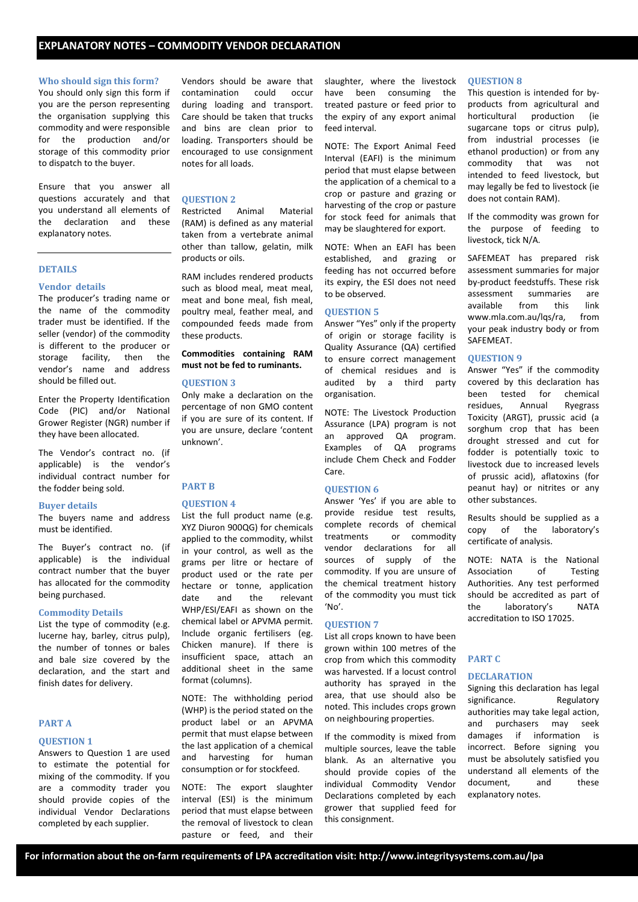# EXPLANATORY NOTES – COMMODITY VENDOR DECLARATION

### Who should sign this form?

You should only sign this form if you are the person representing the organisation supplying this commodity and were responsible for the production and/or storage of this commodity prior to dispatch to the buyer.

Ensure that you answer all questions accurately and that you understand all elements of the declaration and these explanatory notes.

## DETAILS

### Vendor details

The producer's trading name or the name of the commodity trader must be identified. If the seller (vendor) of the commodity is different to the producer or storage facility, then the vendor's name and address should be filled out.

Enter the Property Identification Code (PIC) and/or National Grower Register (NGR) number if they have been allocated.

The Vendor's contract no. (if applicable) is the vendor's individual contract number for the fodder being sold.

### Buyer details

The buyers name and address must be identified.

The Buyer's contract no. (if applicable) is the individual contract number that the buyer has allocated for the commodity being purchased.

### Commodity Details

List the type of commodity (e.g. lucerne hay, barley, citrus pulp), the number of tonnes or bales and bale size covered by the declaration, and the start and finish dates for delivery.

## PART A

### QUESTION 1

Answers to Question 1 are used to estimate the potential for mixing of the commodity. If you are a commodity trader you should provide copies of the individual Vendor Declarations completed by each supplier.

Vendors should be aware that contamination could occur during loading and transport. Care should be taken that trucks and bins are clean prior to loading. Transporters should be encouraged to use consignment notes for all loads.

### QUESTION 2

Restricted Animal Material (RAM) is defined as any material taken from a vertebrate animal other than tallow, gelatin, milk products or oils.

RAM includes rendered products such as blood meal, meat meal, meat and bone meal, fish meal, poultry meal, feather meal, and compounded feeds made from these products.

**Commodities containing RAM must not be fed to ruminants.**

### QUESTION 3

Only make a declaration on the percentage of non GMO content if you are sure of its content. If you are unsure, declare 'content unknown'.

## PART B

### QUESTION 4

List the full product name (e.g. XYZ Diuron 900QG) for chemicals applied to the commodity, whilst in your control, as well as the grams per litre or hectare of product used or the rate per hectare or tonne, application date and the relevant WHP/ESI/EAFI as shown on the chemical label or APVMA permit. Include organic fertilisers (eg. Chicken manure). If there is insufficient space, attach an additional sheet in the same format (columns).

NOTE: The withholding period (WHP) is the period stated on the product label or an APVMA permit that must elapse between the last application of a chemical and harvesting for human consumption or for stockfeed.

NOTE: The export slaughter interval (ESI) is the minimum period that must elapse between the removal of livestock to clean pasture or feed, and their slaughter, where the livestock have been consuming the treated pasture or feed prior to the expiry of any export animal feed interval.

NOTE: The Export Animal Feed Interval (EAFI) is the minimum period that must elapse between the application of a chemical to a crop or pasture and grazing or harvesting of the crop or pasture for stock feed for animals that may be slaughtered for export.

NOTE: When an EAFI has been established, and grazing or feeding has not occurred before its expiry, the ESI does not need to be observed.

### QUESTION 5

Answer "Yes" only if the property of origin or storage facility is Quality Assurance (QA) certified to ensure correct management of chemical residues and is audited by a third party organisation.

NOTE: The Livestock Production Assurance (LPA) program is not an approved QA program. Examples of QA programs include Chem Check and Fodder Care.

### QUESTION 6

Answer 'Yes' if you are able to provide residue test results, complete records of chemical treatments or commodity vendor declarations for all sources of supply of the commodity. If you are unsure of the chemical treatment history of the commodity you must tick 'No'.

### QUESTION 7

List all crops known to have been grown within 100 metres of the crop from which this commodity was harvested. If a locust control authority has sprayed in the area, that use should also be noted. This includes crops grown on neighbouring properties.

If the commodity is mixed from multiple sources, leave the table blank. As an alternative you should provide copies of the individual Commodity Vendor Declarations completed by each grower that supplied feed for this consignment.

### QUESTION 8

This question is intended for by-products from agricultural and horticultural production (ie sugarcane tops or citrus pulp), from industrial processes (ie ethanol production) or from any commodity that was not intended to feed livestock, but may legally be fed to livestock (ie does not contain RAM).

If the commodity was grown for the purpose of feeding to livestock, tick N/A.

SAFEMEAT has prepared risk assessment summaries for major by-product feedstuffs. These risk assessment summaries are available from this link www.mla.com.au/lqs/ra, from your peak industry body or from SAFEMEAT.

### QUESTION 9

Answer "Yes" if the commodity covered by this declaration has been tested for chemical residues, Annual Ryegrass Toxicity (ARGT), prussic acid (a sorghum crop that has been drought stressed and cut for fodder is potentially toxic to livestock due to increased levels of prussic acid), aflatoxins (for peanut hay) or nitrites or any other substances.

Results should be supplied as a copy of the laboratory's certificate of analysis.

NOTE: NATA is the National Association of Testing Authorities. Any test performed should be accredited as part of the laboratory's NATA accreditation to ISO 17025.

## PART C

### DECLARATION

Signing this declaration has legal significance. Regulatory authorities may take legal action, and purchasers may seek damages if information is incorrect. Before signing you must be absolutely satisfied you understand all elements of the document, and these explanatory notes.

**For information about the on-farm requirements of LPA accreditation visit: http://www.integritysystems.com.au/lpa**